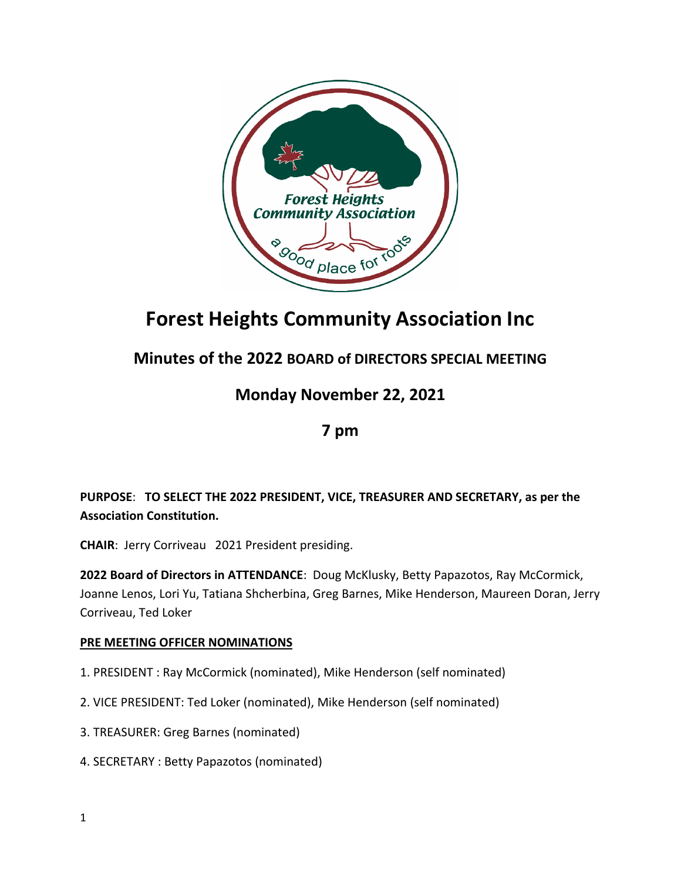# Forest Heights Community Association Inc

## Minutes of the 2022 BOARD of DIRECTORS SPECIAL MEETING

## Monday November 22, 2021

## 7 pm

**PURPOSE**: **TO SELECT THE 2022 PRESIDENT, VICE, TREASURER AND SECRETARY, as per the Association Constitution.**

**CHAIR**: Jerry Corriveau 2021 President presiding.

**2022 Board of Directors in ATTENDANCE**: Doug McKlusky, Betty Papazotos, Ray McCormick, Joanne Lenos, Lori Yu, Tatiana Shcherbina, Greg Barnes, Mike Henderson, Maureen Doran, Jerry Corriveau, Ted Loker

**PRE MEETING OFFICER NOMINATIONS**

1. PRESIDENT : Ray McCormick (nominated), Mike Henderson (self nominated)
2. VICE PRESIDENT: Ted Loker (nominated), Mike Henderson (self nominated)
3. TREASURER: Greg Barnes (nominated)
4. SECRETARY : Betty Papazotos (nominated)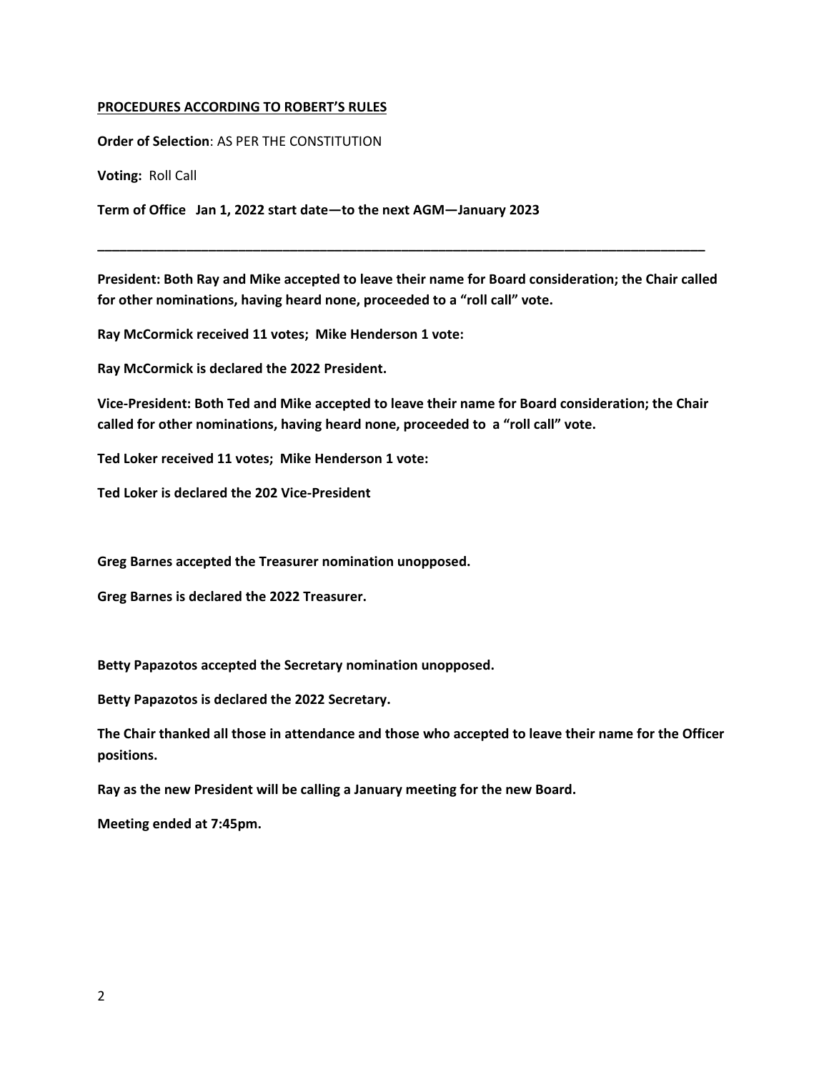**PROCEDURES ACCORDING TO ROBERT'S RULES**

**Order of Selection**: AS PER THE CONSTITUTION

**Voting:** Roll Call

**Term of Office Jan 1, 2022 start date—to the next AGM—January 2023**

---

**President: Both Ray and Mike accepted to leave their name for Board consideration; the Chair called for other nominations, having heard none, proceeded to a "roll call" vote.**

**Ray McCormick received 11 votes; Mike Henderson 1 vote:**

**Ray McCormick is declared the 2022 President.**

**Vice-President: Both Ted and Mike accepted to leave their name for Board consideration; the Chair called for other nominations, having heard none, proceeded to a "roll call" vote.**

**Ted Loker received 11 votes; Mike Henderson 1 vote:**

**Ted Loker is declared the 202 Vice-President**

**Greg Barnes accepted the Treasurer nomination unopposed.**

**Greg Barnes is declared the 2022 Treasurer.**

**Betty Papazotos accepted the Secretary nomination unopposed.**

**Betty Papazotos is declared the 2022 Secretary.**

**The Chair thanked all those in attendance and those who accepted to leave their name for the Officer positions.**

**Ray as the new President will be calling a January meeting for the new Board.**

**Meeting ended at 7:45pm.**